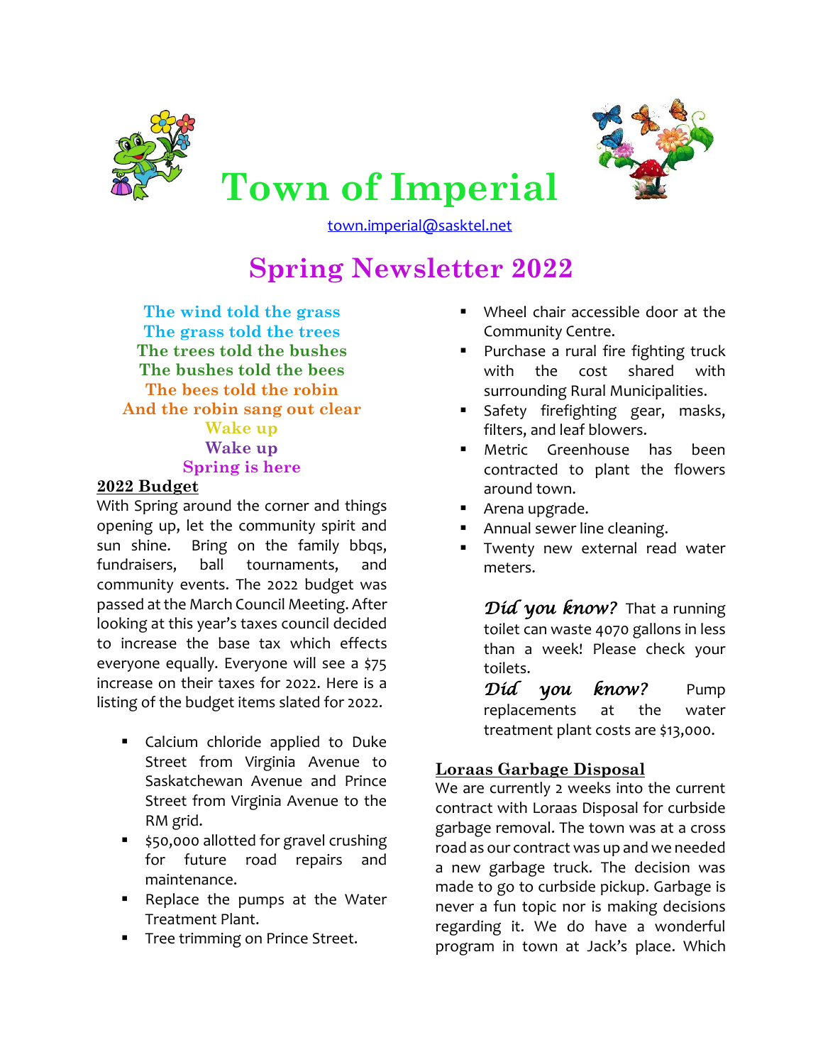# Town of Imperial

town.imperial@sasktel.net

## Spring Newsletter 2022

The wind told the grass  
The grass told the trees  
The trees told the bushes  
The bushes told the bees  
The bees told the robin  
And the robin sang out clear  
Wake up  
Wake up  
Spring is here

### 2022 Budget

With Spring around the corner and things opening up, let the community spirit and sun shine. Bring on the family bbqs, fundraisers, ball tournaments, and community events. The 2022 budget was passed at the March Council Meeting. After looking at this year's taxes council decided to increase the base tax which effects everyone equally. Everyone will see a $75 increase on their taxes for 2022. Here is a listing of the budget items slated for 2022.

- Calcium chloride applied to Duke Street from Virginia Avenue to Saskatchewan Avenue and Prince Street from Virginia Avenue to the RM grid.
- $50,000 allotted for gravel crushing for future road repairs and maintenance.
- Replace the pumps at the Water Treatment Plant.
- Tree trimming on Prince Street.
- Wheel chair accessible door at the Community Centre.
- Purchase a rural fire fighting truck with the cost shared with surrounding Rural Municipalities.
- Safety firefighting gear, masks, filters, and leaf blowers.
- Metric Greenhouse has been contracted to plant the flowers around town.
- Arena upgrade.
- Annual sewer line cleaning.
- Twenty new external read water meters.

*Did you know?* That a running toilet can waste 4070 gallons in less than a week! Please check your toilets.

*Did you know?* Pump replacements at the water treatment plant costs are $13,000.

### Loraas Garbage Disposal

We are currently 2 weeks into the current contract with Loraas Disposal for curbside garbage removal. The town was at a cross road as our contract was up and we needed a new garbage truck. The decision was made to go to curbside pickup. Garbage is never a fun topic nor is making decisions regarding it. We do have a wonderful program in town at Jack's place. Which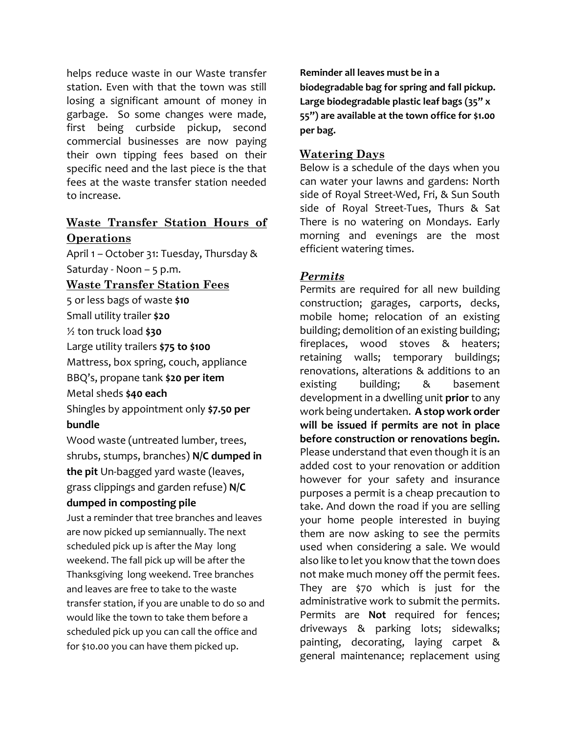helps reduce waste in our Waste transfer station. Even with that the town was still losing a significant amount of money in garbage. So some changes were made, first being curbside pickup, second commercial businesses are now paying their own tipping fees based on their specific need and the last piece is the that fees at the waste transfer station needed to increase.

## Waste Transfer Station Hours of Operations

April 1 – October 31: Tuesday, Thursday & Saturday - Noon – 5 p.m.

## Waste Transfer Station Fees

5 or less bags of waste **$10**

Small utility trailer **$20**

½ ton truck load **$30**

Large utility trailers **$75 to $100**

Mattress, box spring, couch, appliance

BBQ's, propane tank **$20 per item**

Metal sheds **$40 each**

Shingles by appointment only **$7.50 per bundle**

Wood waste (untreated lumber, trees, shrubs, stumps, branches) **N/C dumped in the pit** Un-bagged yard waste (leaves, grass clippings and garden refuse) **N/C dumped in composting pile**

Just a reminder that tree branches and leaves are now picked up semiannually. The next scheduled pick up is after the May long weekend. The fall pick up will be after the Thanksgiving long weekend. Tree branches and leaves are free to take to the waste transfer station, if you are unable to do so and would like the town to take them before a scheduled pick up you can call the office and for $10.00 you can have them picked up.

**Reminder all leaves must be in a biodegradable bag for spring and fall pickup. Large biodegradable plastic leaf bags (35" x 55") are available at the town office for $1.00 per bag.**

## Watering Days

Below is a schedule of the days when you can water your lawns and gardens: North side of Royal Street-Wed, Fri, & Sun South side of Royal Street-Tues, Thurs & Sat There is no watering on Mondays. Early morning and evenings are the most efficient watering times.

## *Permits*

Permits are required for all new building construction; garages, carports, decks, mobile home; relocation of an existing building; demolition of an existing building; fireplaces, wood stoves & heaters; retaining walls; temporary buildings; renovations, alterations & additions to an existing building; & basement development in a dwelling unit **prior** to any work being undertaken. **A stop work order will be issued if permits are not in place before construction or renovations begin.** Please understand that even though it is an added cost to your renovation or addition however for your safety and insurance purposes a permit is a cheap precaution to take. And down the road if you are selling your home people interested in buying them are now asking to see the permits used when considering a sale. We would also like to let you know that the town does not make much money off the permit fees. They are $70 which is just for the administrative work to submit the permits. Permits are **Not** required for fences; driveways & parking lots; sidewalks; painting, decorating, laying carpet & general maintenance; replacement using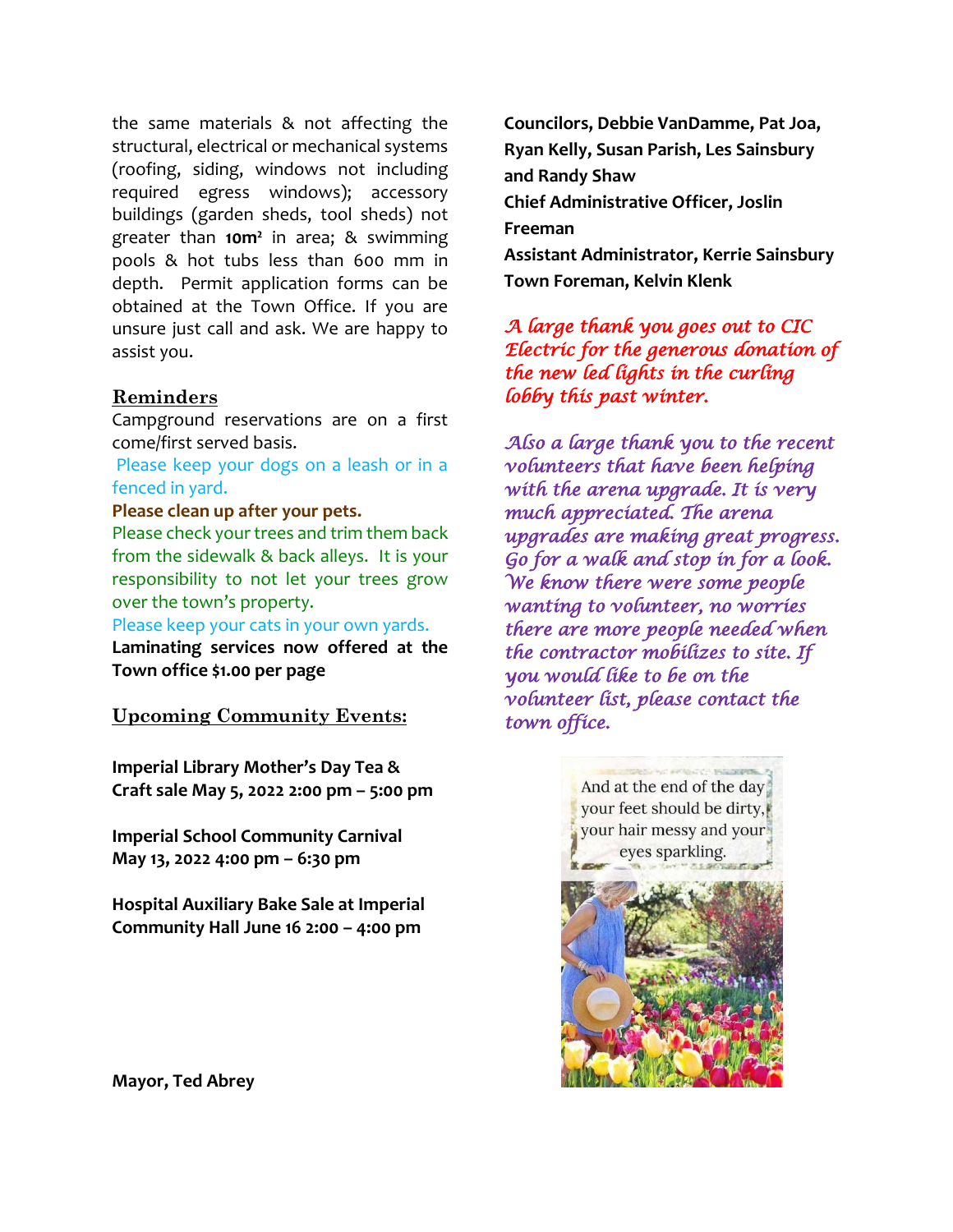the same materials & not affecting the structural, electrical or mechanical systems (roofing, siding, windows not including required egress windows); accessory buildings (garden sheds, tool sheds) not greater than **10m²** in area; & swimming pools & hot tubs less than 600 mm in depth. Permit application forms can be obtained at the Town Office. If you are unsure just call and ask. We are happy to assist you.

## Reminders

Campground reservations are on a first come/first served basis.

Please keep your dogs on a leash or in a fenced in yard.

**Please clean up after your pets.**

Please check your trees and trim them back from the sidewalk & back alleys. It is your responsibility to not let your trees grow over the town's property.

Please keep your cats in your own yards.

**Laminating services now offered at the Town office $1.00 per page**

## Upcoming Community Events:

**Imperial Library Mother's Day Tea & Craft sale May 5, 2022 2:00 pm – 5:00 pm**

**Imperial School Community Carnival May 13, 2022 4:00 pm – 6:30 pm**

**Hospital Auxiliary Bake Sale at Imperial Community Hall June 16 2:00 – 4:00 pm**

**Mayor, Ted Abrey**

**Councilors, Debbie VanDamme, Pat Joa, Ryan Kelly, Susan Parish, Les Sainsbury and Randy Shaw**

**Chief Administrative Officer, Joslin Freeman**

**Assistant Administrator, Kerrie Sainsbury**

**Town Foreman, Kelvin Klenk**

*A large thank you goes out to CIC Electric for the generous donation of the new led lights in the curling lobby this past winter.*

*Also a large thank you to the recent volunteers that have been helping with the arena upgrade. It is very much appreciated. The arena upgrades are making great progress. Go for a walk and stop in for a look. We know there were some people wanting to volunteer, no worries there are more people needed when the contractor mobilizes to site. If you would like to be on the volunteer list, please contact the town office.*

And at the end of the day your feet should be dirty, your hair messy and your eyes sparkling.